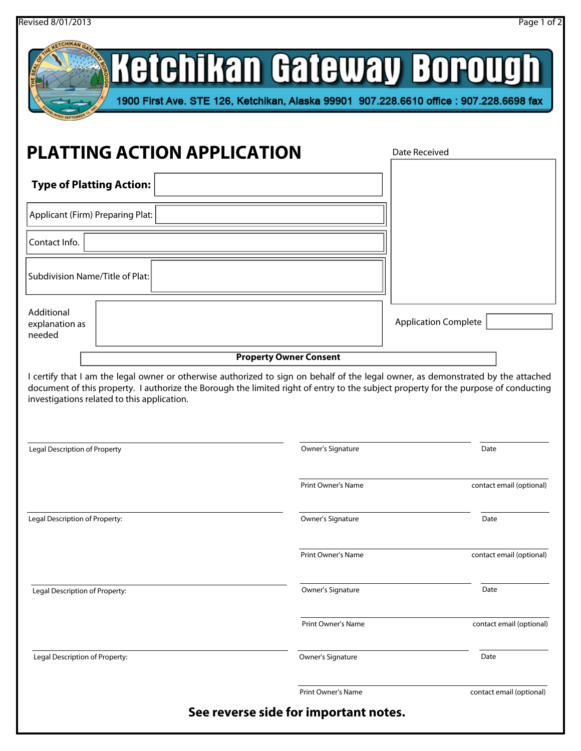# Ketchikan Gateway Borough

1900 First Ave. STE 126, Ketchikan, Alaska 99901 907.228.6610 office : 907.228.6698 fax

## PLATTING ACTION APPLICATION

**Type of Platting Action:**

Applicant (Firm) Preparing Plat:

Contact Info.

Subdivision Name/Title of Plat:

Additional explanation as needed

Date Received

Application Complete

### Property Owner Consent

I certify that I am the legal owner or otherwise authorized to sign on behalf of the legal owner, as demonstrated by the attached document of this property. I authorize the Borough the limited right of entry to the subject property for the purpose of conducting investigations related to this application.

| Legal Description of Property | Owner's Signature | Date |
|---|---|---|
| | Print Owner's Name | contact email (optional) |
| Legal Description of Property: | Owner's Signature | Date |
| | Print Owner's Name | contact email (optional) |
| Legal Description of Property: | Owner's Signature | Date |
| | Print Owner's Name | contact email (optional) |
| Legal Description of Property: | Owner's Signature | Date |
| | Print Owner's Name | contact email (optional) |

**See reverse side for important notes.**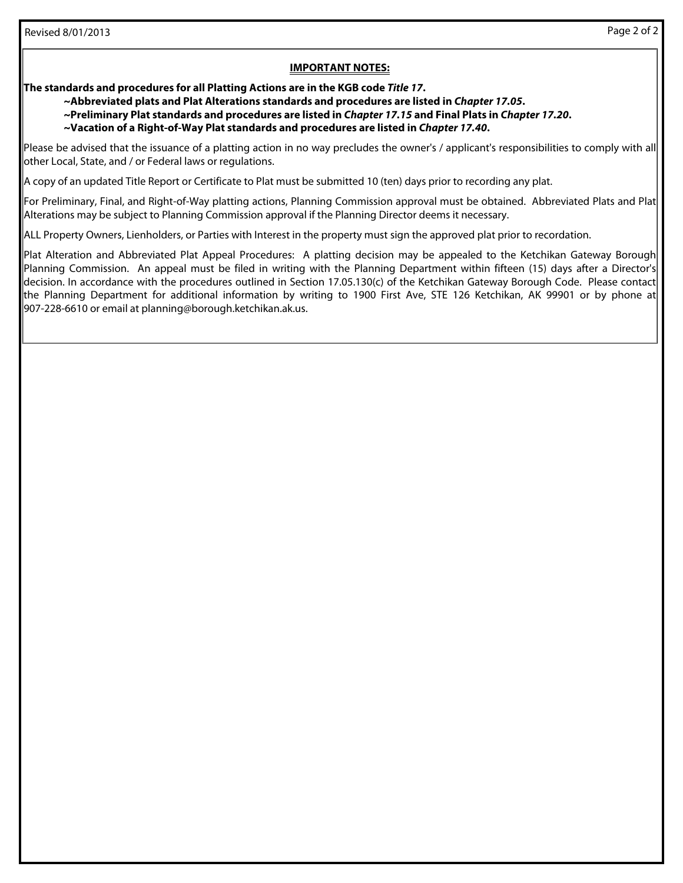## IMPORTANT NOTES:

**The standards and procedures for all Platting Actions are in the KGB code *Title 17*.**

**~Abbreviated plats and Plat Alterations standards and procedures are listed in *Chapter 17.05*.**

**~Preliminary Plat standards and procedures are listed in *Chapter 17.15* and Final Plats in *Chapter 17.20*.**

**~Vacation of a Right-of-Way Plat standards and procedures are listed in *Chapter 17.40*.**

Please be advised that the issuance of a platting action in no way precludes the owner's / applicant's responsibilities to comply with all other Local, State, and / or Federal laws or regulations.

A copy of an updated Title Report or Certificate to Plat must be submitted 10 (ten) days prior to recording any plat.

For Preliminary, Final, and Right-of-Way platting actions, Planning Commission approval must be obtained. Abbreviated Plats and Plat Alterations may be subject to Planning Commission approval if the Planning Director deems it necessary.

ALL Property Owners, Lienholders, or Parties with Interest in the property must sign the approved plat prior to recordation.

Plat Alteration and Abbreviated Plat Appeal Procedures: A platting decision may be appealed to the Ketchikan Gateway Borough Planning Commission. An appeal must be filed in writing with the Planning Department within fifteen (15) days after a Director's decision. In accordance with the procedures outlined in Section 17.05.130(c) of the Ketchikan Gateway Borough Code. Please contact the Planning Department for additional information by writing to 1900 First Ave, STE 126 Ketchikan, AK 99901 or by phone at 907-228-6610 or email at planning@borough.ketchikan.ak.us.